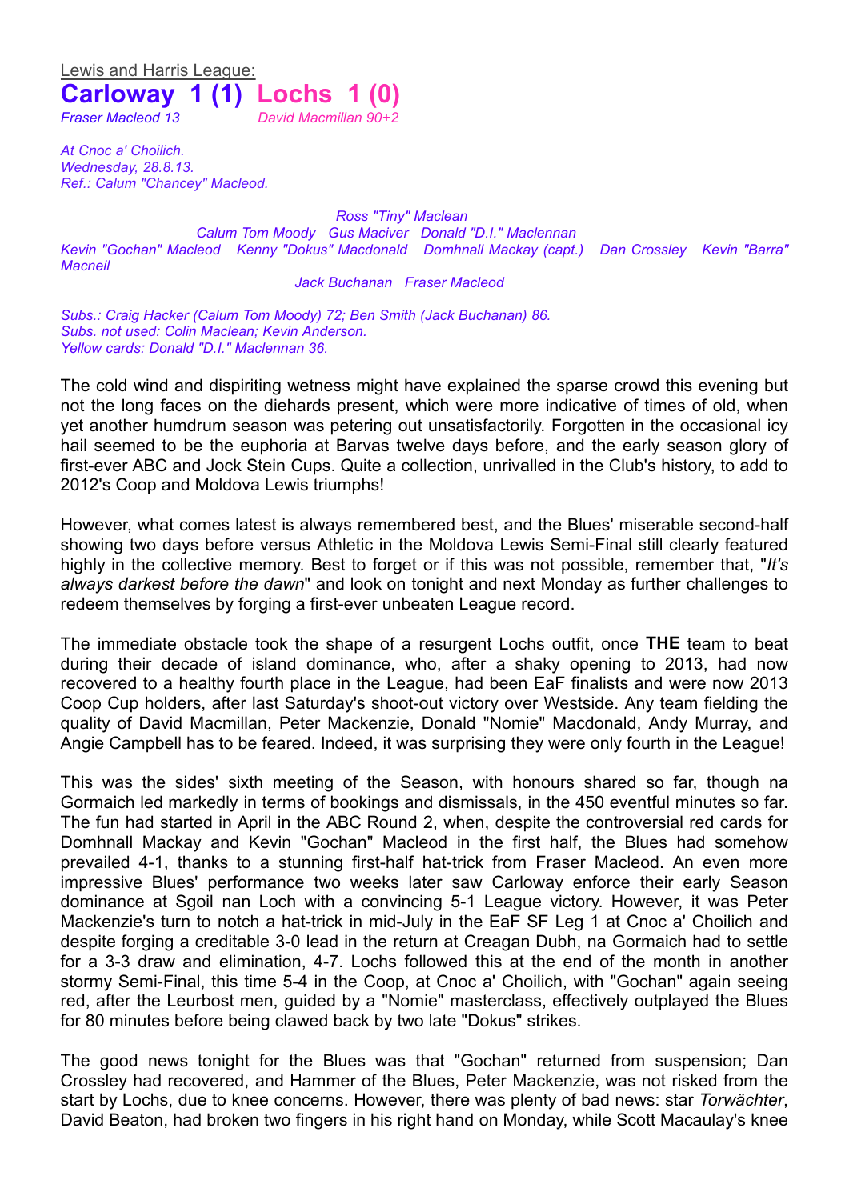Lewis and Harris League:

# Carloway 1 (1) Lochs 1 (0)

*Fraser Macleod 13* *David Macmillan 90+2*

*At Cnoc a' Choilich.*
*Wednesday, 28.8.13.*
*Ref.: Calum "Chancey" Macleod.*

*Ross "Tiny" Maclean*

*Calum Tom Moody Gus Maciver Donald "D.I." Maclennan*

*Kevin "Gochan" Macleod Kenny "Dokus" Macdonald Domhnall Mackay (capt.) Dan Crossley Kevin "Barra" Macneil*

*Jack Buchanan Fraser Macleod*

*Subs.: Craig Hacker (Calum Tom Moody) 72; Ben Smith (Jack Buchanan) 86.*
*Subs. not used: Colin Maclean; Kevin Anderson.*
*Yellow cards: Donald "D.I." Maclennan 36.*

The cold wind and dispiriting wetness might have explained the sparse crowd this evening but not the long faces on the diehards present, which were more indicative of times of old, when yet another humdrum season was petering out unsatisfactorily. Forgotten in the occasional icy hail seemed to be the euphoria at Barvas twelve days before, and the early season glory of first-ever ABC and Jock Stein Cups. Quite a collection, unrivalled in the Club's history, to add to 2012's Coop and Moldova Lewis triumphs!

However, what comes latest is always remembered best, and the Blues' miserable second-half showing two days before versus Athletic in the Moldova Lewis Semi-Final still clearly featured highly in the collective memory. Best to forget or if this was not possible, remember that, "*It's always darkest before the dawn*" and look on tonight and next Monday as further challenges to redeem themselves by forging a first-ever unbeaten League record.

The immediate obstacle took the shape of a resurgent Lochs outfit, once **THE** team to beat during their decade of island dominance, who, after a shaky opening to 2013, had now recovered to a healthy fourth place in the League, had been EaF finalists and were now 2013 Coop Cup holders, after last Saturday's shoot-out victory over Westside. Any team fielding the quality of David Macmillan, Peter Mackenzie, Donald "Nomie" Macdonald, Andy Murray, and Angie Campbell has to be feared. Indeed, it was surprising they were only fourth in the League!

This was the sides' sixth meeting of the Season, with honours shared so far, though na Gormaich led markedly in terms of bookings and dismissals, in the 450 eventful minutes so far. The fun had started in April in the ABC Round 2, when, despite the controversial red cards for Domhnall Mackay and Kevin "Gochan" Macleod in the first half, the Blues had somehow prevailed 4-1, thanks to a stunning first-half hat-trick from Fraser Macleod. An even more impressive Blues' performance two weeks later saw Carloway enforce their early Season dominance at Sgoil nan Loch with a convincing 5-1 League victory. However, it was Peter Mackenzie's turn to notch a hat-trick in mid-July in the EaF SF Leg 1 at Cnoc a' Choilich and despite forging a creditable 3-0 lead in the return at Creagan Dubh, na Gormaich had to settle for a 3-3 draw and elimination, 4-7. Lochs followed this at the end of the month in another stormy Semi-Final, this time 5-4 in the Coop, at Cnoc a' Choilich, with "Gochan" again seeing red, after the Leurbost men, guided by a "Nomie" masterclass, effectively outplayed the Blues for 80 minutes before being clawed back by two late "Dokus" strikes.

The good news tonight for the Blues was that "Gochan" returned from suspension; Dan Crossley had recovered, and Hammer of the Blues, Peter Mackenzie, was not risked from the start by Lochs, due to knee concerns. However, there was plenty of bad news: star *Torwächter*, David Beaton, had broken two fingers in his right hand on Monday, while Scott Macaulay's knee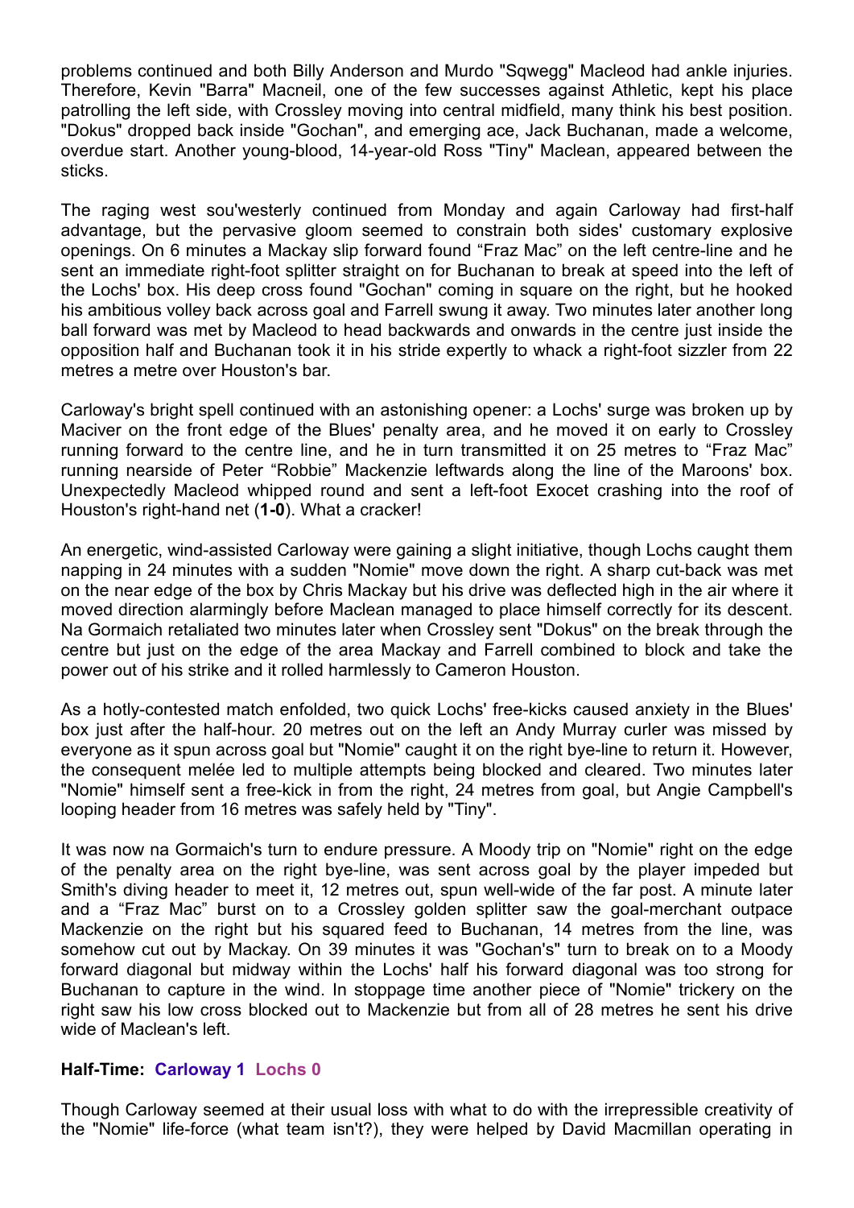problems continued and both Billy Anderson and Murdo "Sqwegg" Macleod had ankle injuries. Therefore, Kevin "Barra" Macneil, one of the few successes against Athletic, kept his place patrolling the left side, with Crossley moving into central midfield, many think his best position. "Dokus" dropped back inside "Gochan", and emerging ace, Jack Buchanan, made a welcome, overdue start. Another young-blood, 14-year-old Ross "Tiny" Maclean, appeared between the sticks.

The raging west sou'westerly continued from Monday and again Carloway had first-half advantage, but the pervasive gloom seemed to constrain both sides' customary explosive openings. On 6 minutes a Mackay slip forward found "Fraz Mac" on the left centre-line and he sent an immediate right-foot splitter straight on for Buchanan to break at speed into the left of the Lochs' box. His deep cross found "Gochan" coming in square on the right, but he hooked his ambitious volley back across goal and Farrell swung it away. Two minutes later another long ball forward was met by Macleod to head backwards and onwards in the centre just inside the opposition half and Buchanan took it in his stride expertly to whack a right-foot sizzler from 22 metres a metre over Houston's bar.

Carloway's bright spell continued with an astonishing opener: a Lochs' surge was broken up by Maciver on the front edge of the Blues' penalty area, and he moved it on early to Crossley running forward to the centre line, and he in turn transmitted it on 25 metres to "Fraz Mac" running nearside of Peter "Robbie" Mackenzie leftwards along the line of the Maroons' box. Unexpectedly Macleod whipped round and sent a left-foot Exocet crashing into the roof of Houston's right-hand net (**1-0**). What a cracker!

An energetic, wind-assisted Carloway were gaining a slight initiative, though Lochs caught them napping in 24 minutes with a sudden "Nomie" move down the right. A sharp cut-back was met on the near edge of the box by Chris Mackay but his drive was deflected high in the air where it moved direction alarmingly before Maclean managed to place himself correctly for its descent. Na Gormaich retaliated two minutes later when Crossley sent "Dokus" on the break through the centre but just on the edge of the area Mackay and Farrell combined to block and take the power out of his strike and it rolled harmlessly to Cameron Houston.

As a hotly-contested match enfolded, two quick Lochs' free-kicks caused anxiety in the Blues' box just after the half-hour. 20 metres out on the left an Andy Murray curler was missed by everyone as it spun across goal but "Nomie" caught it on the right bye-line to return it. However, the consequent melée led to multiple attempts being blocked and cleared. Two minutes later "Nomie" himself sent a free-kick in from the right, 24 metres from goal, but Angie Campbell's looping header from 16 metres was safely held by "Tiny".

It was now na Gormaich's turn to endure pressure. A Moody trip on "Nomie" right on the edge of the penalty area on the right bye-line, was sent across goal by the player impeded but Smith's diving header to meet it, 12 metres out, spun well-wide of the far post. A minute later and a "Fraz Mac" burst on to a Crossley golden splitter saw the goal-merchant outpace Mackenzie on the right but his squared feed to Buchanan, 14 metres from the line, was somehow cut out by Mackay. On 39 minutes it was "Gochan's" turn to break on to a Moody forward diagonal but midway within the Lochs' half his forward diagonal was too strong for Buchanan to capture in the wind. In stoppage time another piece of "Nomie" trickery on the right saw his low cross blocked out to Mackenzie but from all of 28 metres he sent his drive wide of Maclean's left.

**Half-Time: Carloway 1 Lochs 0**

Though Carloway seemed at their usual loss with what to do with the irrepressible creativity of the "Nomie" life-force (what team isn't?), they were helped by David Macmillan operating in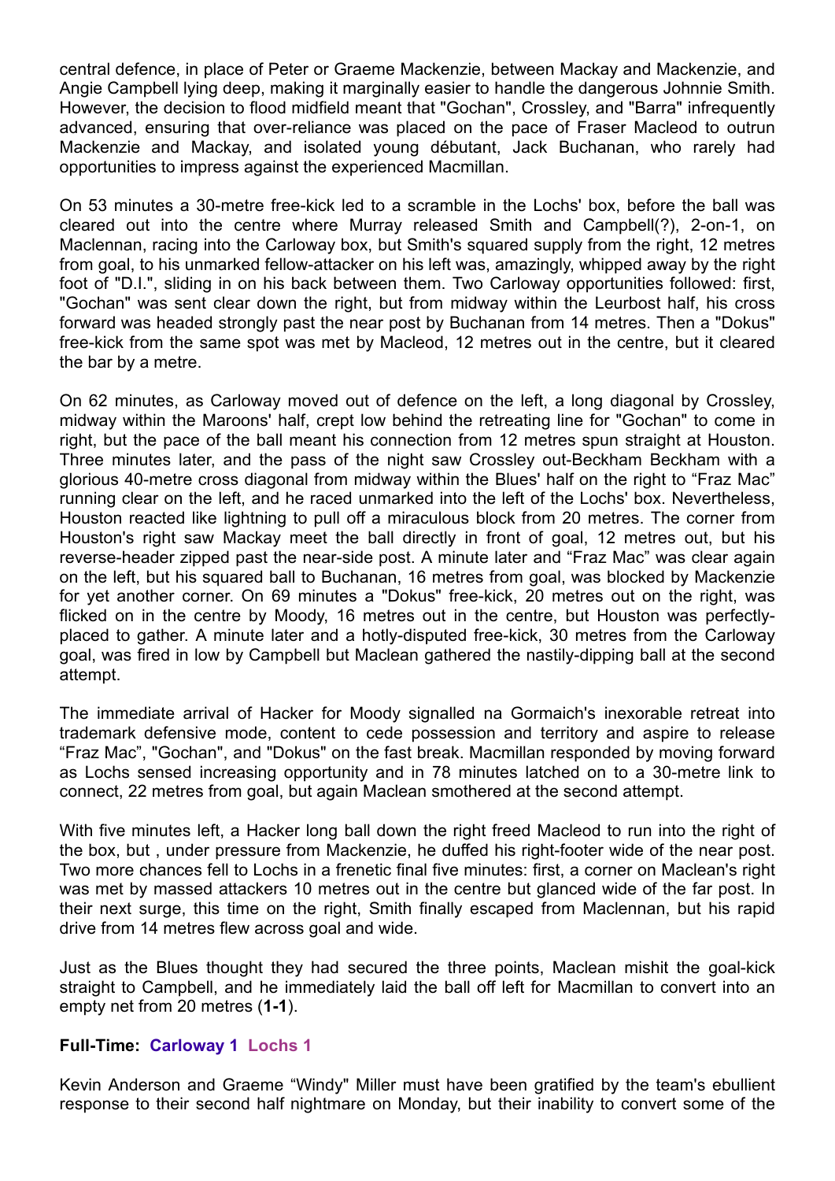central defence, in place of Peter or Graeme Mackenzie, between Mackay and Mackenzie, and Angie Campbell lying deep, making it marginally easier to handle the dangerous Johnnie Smith. However, the decision to flood midfield meant that "Gochan", Crossley, and "Barra" infrequently advanced, ensuring that over-reliance was placed on the pace of Fraser Macleod to outrun Mackenzie and Mackay, and isolated young débutant, Jack Buchanan, who rarely had opportunities to impress against the experienced Macmillan.

On 53 minutes a 30-metre free-kick led to a scramble in the Lochs' box, before the ball was cleared out into the centre where Murray released Smith and Campbell(?), 2-on-1, on Maclennan, racing into the Carloway box, but Smith's squared supply from the right, 12 metres from goal, to his unmarked fellow-attacker on his left was, amazingly, whipped away by the right foot of "D.I.", sliding in on his back between them. Two Carloway opportunities followed: first, "Gochan" was sent clear down the right, but from midway within the Leurbost half, his cross forward was headed strongly past the near post by Buchanan from 14 metres. Then a "Dokus" free-kick from the same spot was met by Macleod, 12 metres out in the centre, but it cleared the bar by a metre.

On 62 minutes, as Carloway moved out of defence on the left, a long diagonal by Crossley, midway within the Maroons' half, crept low behind the retreating line for "Gochan" to come in right, but the pace of the ball meant his connection from 12 metres spun straight at Houston. Three minutes later, and the pass of the night saw Crossley out-Beckham Beckham with a glorious 40-metre cross diagonal from midway within the Blues' half on the right to "Fraz Mac" running clear on the left, and he raced unmarked into the left of the Lochs' box. Nevertheless, Houston reacted like lightning to pull off a miraculous block from 20 metres. The corner from Houston's right saw Mackay meet the ball directly in front of goal, 12 metres out, but his reverse-header zipped past the near-side post. A minute later and "Fraz Mac" was clear again on the left, but his squared ball to Buchanan, 16 metres from goal, was blocked by Mackenzie for yet another corner. On 69 minutes a "Dokus" free-kick, 20 metres out on the right, was flicked on in the centre by Moody, 16 metres out in the centre, but Houston was perfectly-placed to gather. A minute later and a hotly-disputed free-kick, 30 metres from the Carloway goal, was fired in low by Campbell but Maclean gathered the nastily-dipping ball at the second attempt.

The immediate arrival of Hacker for Moody signalled na Gormaich's inexorable retreat into trademark defensive mode, content to cede possession and territory and aspire to release "Fraz Mac", "Gochan", and "Dokus" on the fast break. Macmillan responded by moving forward as Lochs sensed increasing opportunity and in 78 minutes latched on to a 30-metre link to connect, 22 metres from goal, but again Maclean smothered at the second attempt.

With five minutes left, a Hacker long ball down the right freed Macleod to run into the right of the box, but , under pressure from Mackenzie, he duffed his right-footer wide of the near post. Two more chances fell to Lochs in a frenetic final five minutes: first, a corner on Maclean's right was met by massed attackers 10 metres out in the centre but glanced wide of the far post. In their next surge, this time on the right, Smith finally escaped from Maclennan, but his rapid drive from 14 metres flew across goal and wide.

Just as the Blues thought they had secured the three points, Maclean mishit the goal-kick straight to Campbell, and he immediately laid the ball off left for Macmillan to convert into an empty net from 20 metres (**1-1**).

**Full-Time: Carloway 1 Lochs 1**

Kevin Anderson and Graeme "Windy" Miller must have been gratified by the team's ebullient response to their second half nightmare on Monday, but their inability to convert some of the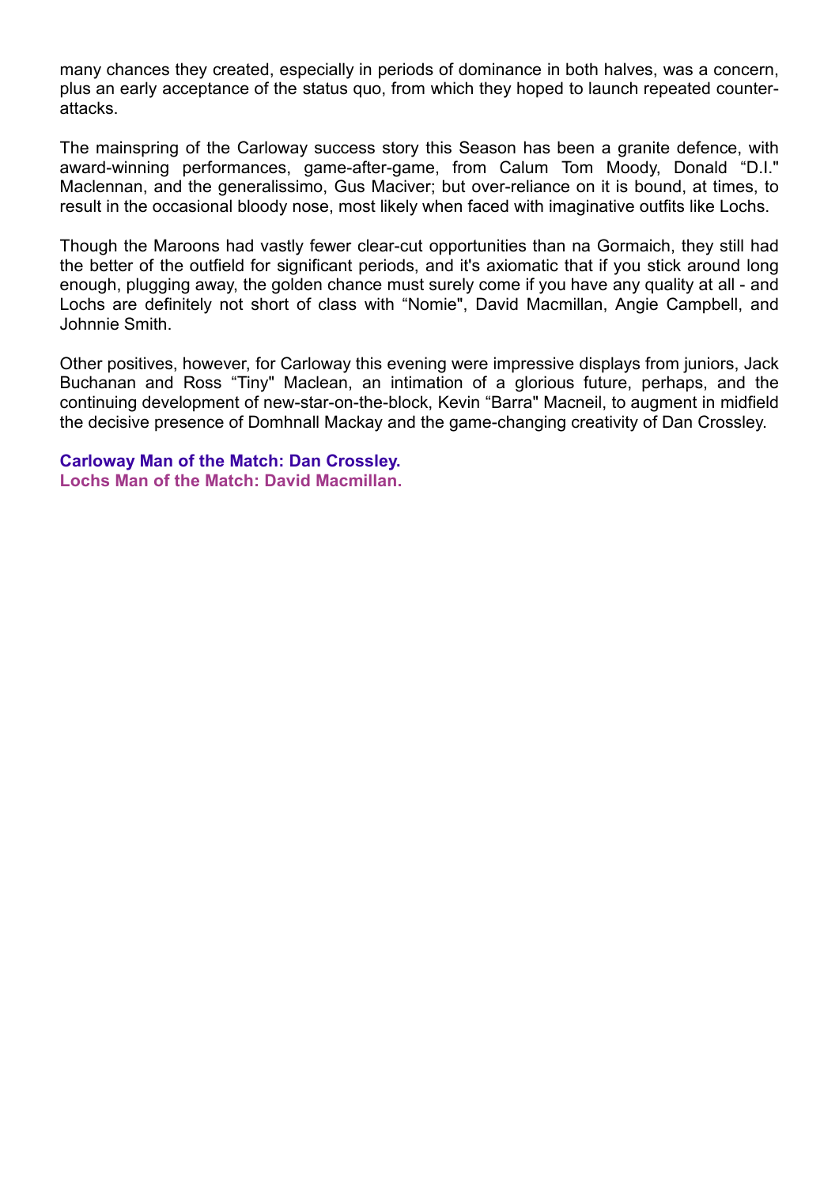many chances they created, especially in periods of dominance in both halves, was a concern, plus an early acceptance of the status quo, from which they hoped to launch repeated counter-attacks.

The mainspring of the Carloway success story this Season has been a granite defence, with award-winning performances, game-after-game, from Calum Tom Moody, Donald “D.I." Maclennan, and the generalissimo, Gus Maciver; but over-reliance on it is bound, at times, to result in the occasional bloody nose, most likely when faced with imaginative outfits like Lochs.

Though the Maroons had vastly fewer clear-cut opportunities than na Gormaich, they still had the better of the outfield for significant periods, and it's axiomatic that if you stick around long enough, plugging away, the golden chance must surely come if you have any quality at all - and Lochs are definitely not short of class with “Nomie", David Macmillan, Angie Campbell, and Johnnie Smith.

Other positives, however, for Carloway this evening were impressive displays from juniors, Jack Buchanan and Ross “Tiny" Maclean, an intimation of a glorious future, perhaps, and the continuing development of new-star-on-the-block, Kevin “Barra" Macneil, to augment in midfield the decisive presence of Domhnall Mackay and the game-changing creativity of Dan Crossley.

**Carloway Man of the Match: Dan Crossley.**
**Lochs Man of the Match: David Macmillan.**